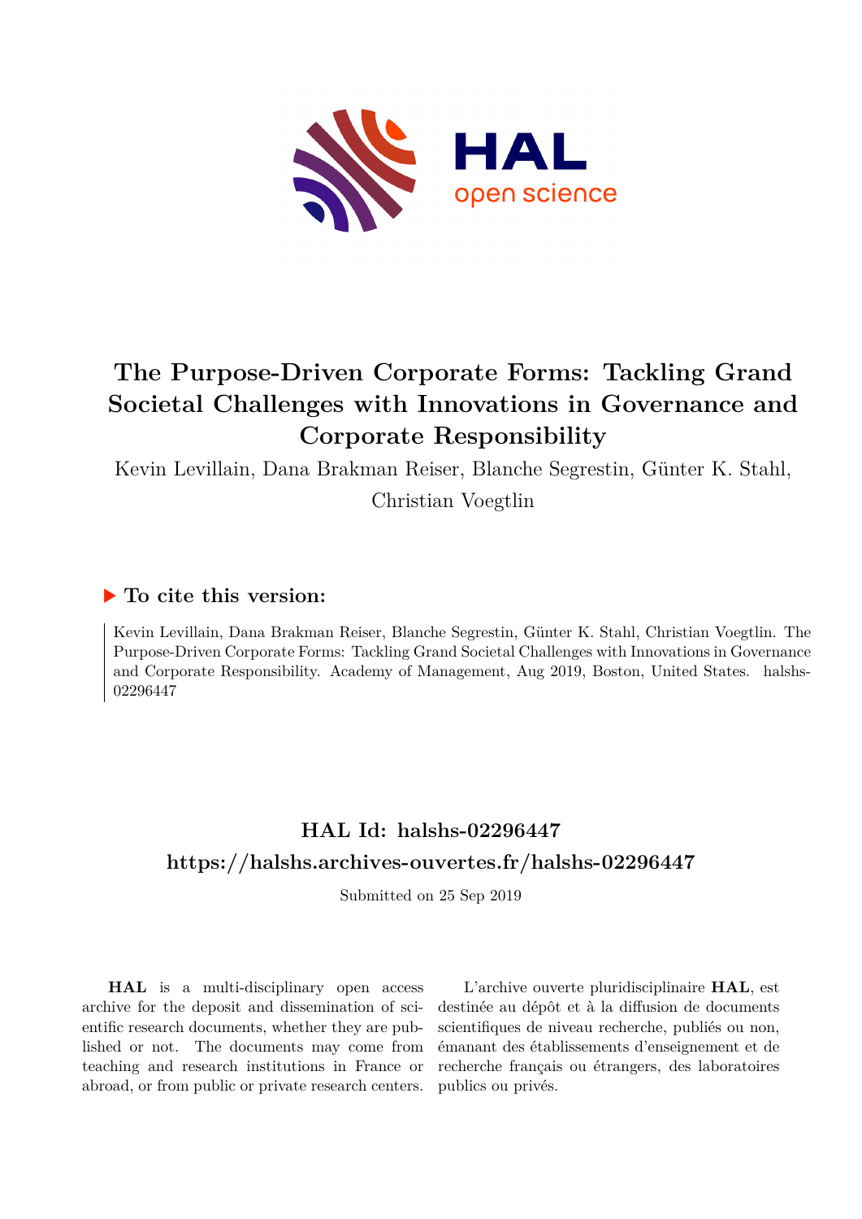# The Purpose-Driven Corporate Forms: Tackling Grand Societal Challenges with Innovations in Governance and Corporate Responsibility

Kevin Levillain, Dana Brakman Reiser, Blanche Segrestin, Günter K. Stahl, Christian Voegtlin

## ▶ To cite this version:

Kevin Levillain, Dana Brakman Reiser, Blanche Segrestin, Günter K. Stahl, Christian Voegtlin. The Purpose-Driven Corporate Forms: Tackling Grand Societal Challenges with Innovations in Governance and Corporate Responsibility. Academy of Management, Aug 2019, Boston, United States. halshs-02296447

## HAL Id: halshs-02296447

## https://halshs.archives-ouvertes.fr/halshs-02296447

Submitted on 25 Sep 2019

**HAL** is a multi-disciplinary open access archive for the deposit and dissemination of scientific research documents, whether they are published or not. The documents may come from teaching and research institutions in France or abroad, or from public or private research centers.

L'archive ouverte pluridisciplinaire **HAL**, est destinée au dépôt et à la diffusion de documents scientifiques de niveau recherche, publiés ou non, émanant des établissements d'enseignement et de recherche français ou étrangers, des laboratoires publics ou privés.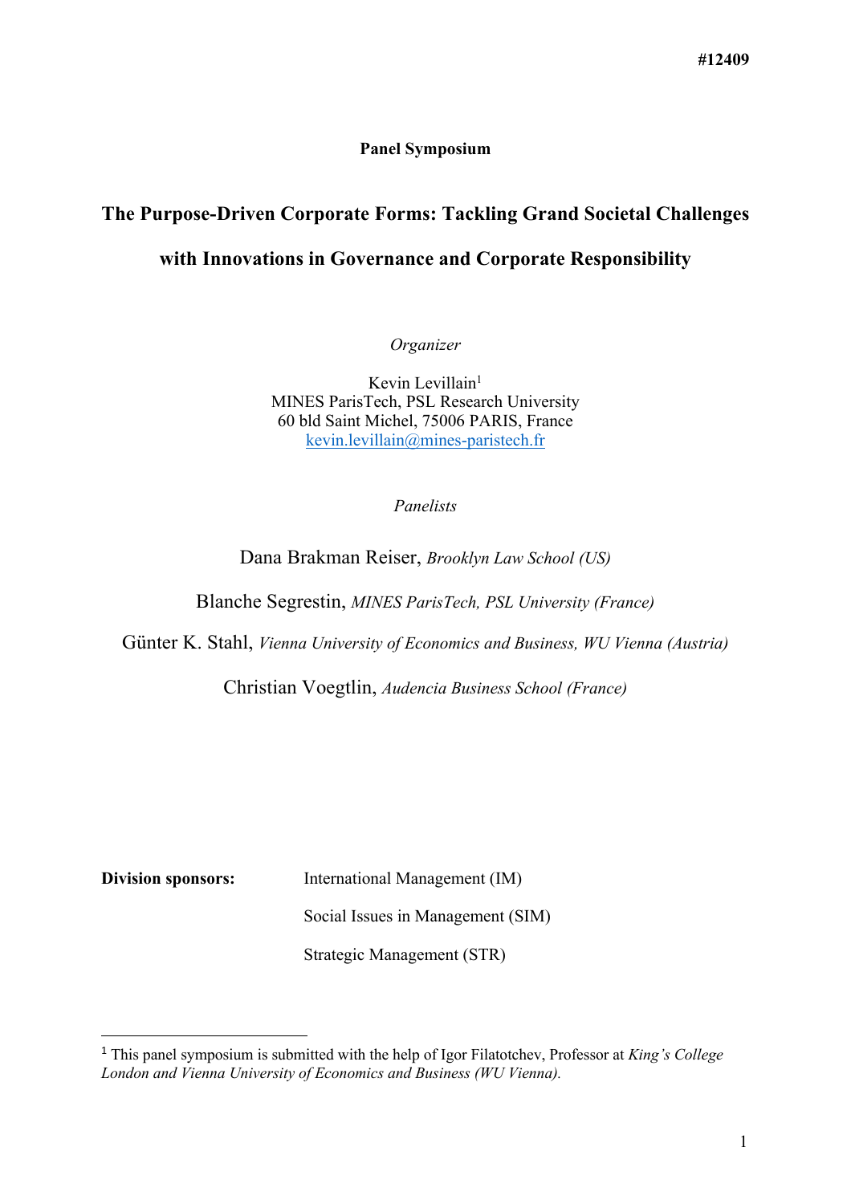#12409

**Panel Symposium**

# The Purpose-Driven Corporate Forms: Tackling Grand Societal Challenges with Innovations in Governance and Corporate Responsibility

*Organizer*

Kevin Levillain[1]
MINES ParisTech, PSL Research University
60 bld Saint Michel, 75006 PARIS, France
kevin.levillain@mines-paristech.fr

*Panelists*

Dana Brakman Reiser, *Brooklyn Law School (US)*

Blanche Segrestin, *MINES ParisTech, PSL University (France)*

Günter K. Stahl, *Vienna University of Economics and Business, WU Vienna (Austria)*

Christian Voegtlin, *Audencia Business School (France)*

**Division sponsors:** International Management (IM)

Social Issues in Management (SIM)

Strategic Management (STR)

[1] This panel symposium is submitted with the help of Igor Filatotchev, Professor at *King's College London and Vienna University of Economics and Business (WU Vienna).*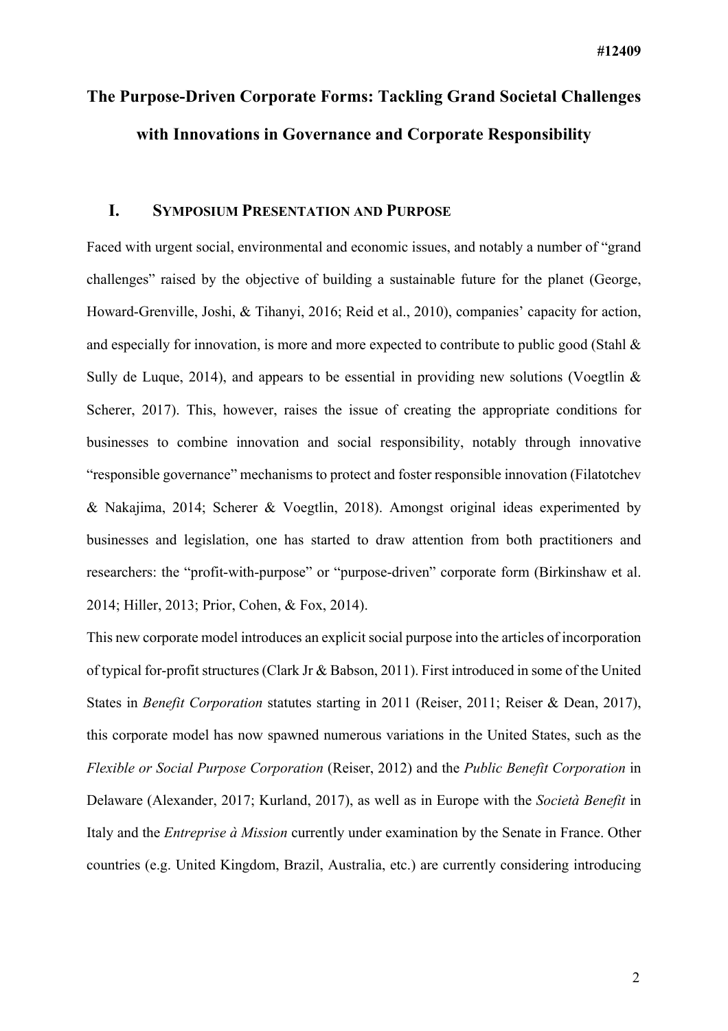# The Purpose-Driven Corporate Forms: Tackling Grand Societal Challenges with Innovations in Governance and Corporate Responsibility

## I. Symposium Presentation and Purpose

Faced with urgent social, environmental and economic issues, and notably a number of "grand challenges" raised by the objective of building a sustainable future for the planet (George, Howard-Grenville, Joshi, & Tihanyi, 2016; Reid et al., 2010), companies' capacity for action, and especially for innovation, is more and more expected to contribute to public good (Stahl & Sully de Luque, 2014), and appears to be essential in providing new solutions (Voegtlin & Scherer, 2017). This, however, raises the issue of creating the appropriate conditions for businesses to combine innovation and social responsibility, notably through innovative "responsible governance" mechanisms to protect and foster responsible innovation (Filatotchev & Nakajima, 2014; Scherer & Voegtlin, 2018). Amongst original ideas experimented by businesses and legislation, one has started to draw attention from both practitioners and researchers: the "profit-with-purpose" or "purpose-driven" corporate form (Birkinshaw et al. 2014; Hiller, 2013; Prior, Cohen, & Fox, 2014).

This new corporate model introduces an explicit social purpose into the articles of incorporation of typical for-profit structures (Clark Jr & Babson, 2011). First introduced in some of the United States in *Benefit Corporation* statutes starting in 2011 (Reiser, 2011; Reiser & Dean, 2017), this corporate model has now spawned numerous variations in the United States, such as the *Flexible or Social Purpose Corporation* (Reiser, 2012) and the *Public Benefit Corporation* in Delaware (Alexander, 2017; Kurland, 2017), as well as in Europe with the *Società Benefit* in Italy and the *Entreprise à Mission* currently under examination by the Senate in France. Other countries (e.g. United Kingdom, Brazil, Australia, etc.) are currently considering introducing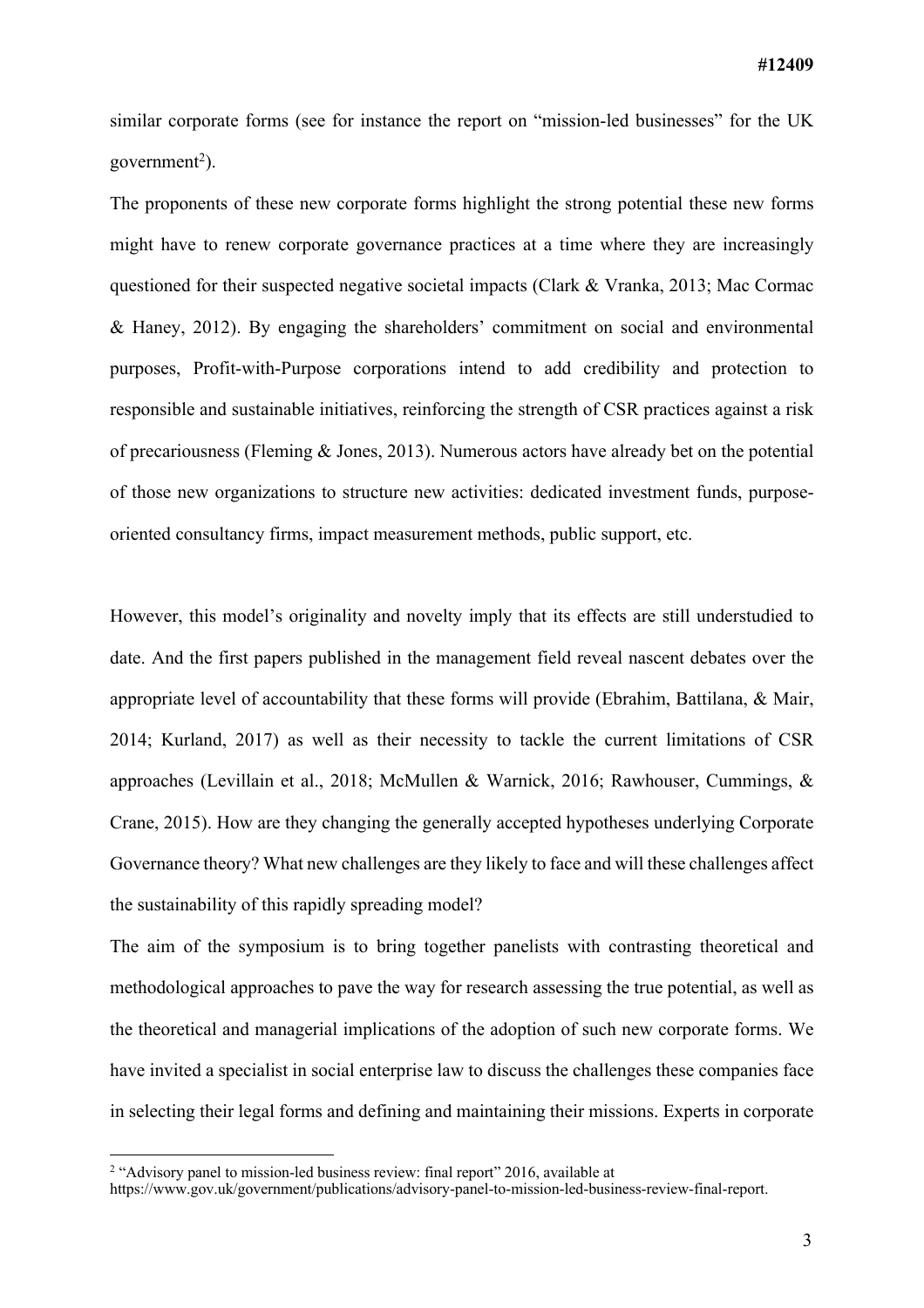similar corporate forms (see for instance the report on "mission-led businesses" for the UK government[2]).

The proponents of these new corporate forms highlight the strong potential these new forms might have to renew corporate governance practices at a time where they are increasingly questioned for their suspected negative societal impacts (Clark & Vranka, 2013; Mac Cormac & Haney, 2012). By engaging the shareholders' commitment on social and environmental purposes, Profit-with-Purpose corporations intend to add credibility and protection to responsible and sustainable initiatives, reinforcing the strength of CSR practices against a risk of precariousness (Fleming & Jones, 2013). Numerous actors have already bet on the potential of those new organizations to structure new activities: dedicated investment funds, purpose-oriented consultancy firms, impact measurement methods, public support, etc.

However, this model's originality and novelty imply that its effects are still understudied to date. And the first papers published in the management field reveal nascent debates over the appropriate level of accountability that these forms will provide (Ebrahim, Battilana, & Mair, 2014; Kurland, 2017) as well as their necessity to tackle the current limitations of CSR approaches (Levillain et al., 2018; McMullen & Warnick, 2016; Rawhouser, Cummings, & Crane, 2015). How are they changing the generally accepted hypotheses underlying Corporate Governance theory? What new challenges are they likely to face and will these challenges affect the sustainability of this rapidly spreading model?

The aim of the symposium is to bring together panelists with contrasting theoretical and methodological approaches to pave the way for research assessing the true potential, as well as the theoretical and managerial implications of the adoption of such new corporate forms. We have invited a specialist in social enterprise law to discuss the challenges these companies face in selecting their legal forms and defining and maintaining their missions. Experts in corporate

[2] "Advisory panel to mission-led business review: final report" 2016, available at https://www.gov.uk/government/publications/advisory-panel-to-mission-led-business-review-final-report.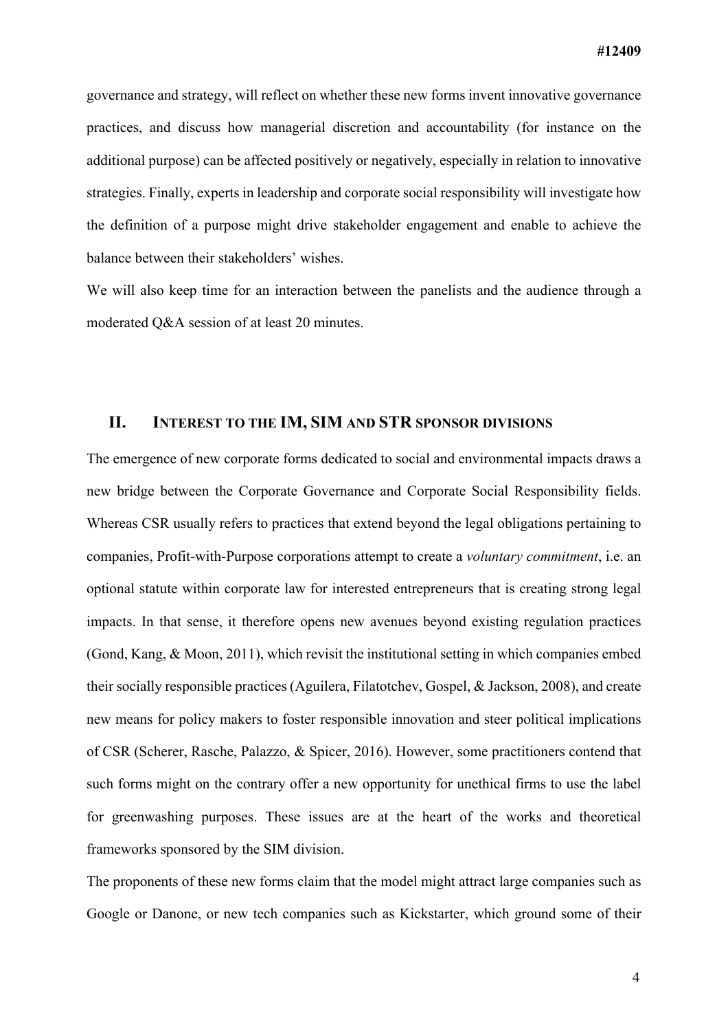governance and strategy, will reflect on whether these new forms invent innovative governance practices, and discuss how managerial discretion and accountability (for instance on the additional purpose) can be affected positively or negatively, especially in relation to innovative strategies. Finally, experts in leadership and corporate social responsibility will investigate how the definition of a purpose might drive stakeholder engagement and enable to achieve the balance between their stakeholders' wishes.

We will also keep time for an interaction between the panelists and the audience through a moderated Q&A session of at least 20 minutes.

## II. INTEREST TO THE IM, SIM AND STR SPONSOR DIVISIONS

The emergence of new corporate forms dedicated to social and environmental impacts draws a new bridge between the Corporate Governance and Corporate Social Responsibility fields. Whereas CSR usually refers to practices that extend beyond the legal obligations pertaining to companies, Profit-with-Purpose corporations attempt to create a *voluntary commitment*, i.e. an optional statute within corporate law for interested entrepreneurs that is creating strong legal impacts. In that sense, it therefore opens new avenues beyond existing regulation practices (Gond, Kang, & Moon, 2011), which revisit the institutional setting in which companies embed their socially responsible practices (Aguilera, Filatotchev, Gospel, & Jackson, 2008), and create new means for policy makers to foster responsible innovation and steer political implications of CSR (Scherer, Rasche, Palazzo, & Spicer, 2016). However, some practitioners contend that such forms might on the contrary offer a new opportunity for unethical firms to use the label for greenwashing purposes. These issues are at the heart of the works and theoretical frameworks sponsored by the SIM division.

The proponents of these new forms claim that the model might attract large companies such as Google or Danone, or new tech companies such as Kickstarter, which ground some of their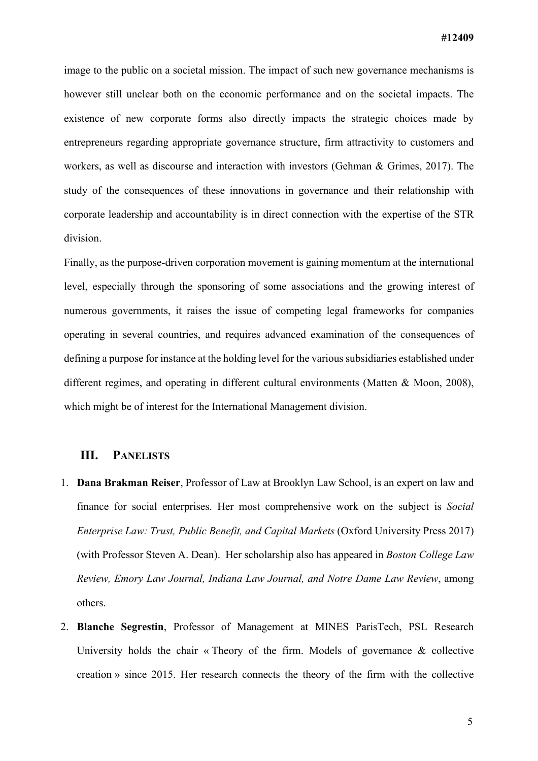image to the public on a societal mission. The impact of such new governance mechanisms is however still unclear both on the economic performance and on the societal impacts. The existence of new corporate forms also directly impacts the strategic choices made by entrepreneurs regarding appropriate governance structure, firm attractivity to customers and workers, as well as discourse and interaction with investors (Gehman & Grimes, 2017). The study of the consequences of these innovations in governance and their relationship with corporate leadership and accountability is in direct connection with the expertise of the STR division.

Finally, as the purpose-driven corporation movement is gaining momentum at the international level, especially through the sponsoring of some associations and the growing interest of numerous governments, it raises the issue of competing legal frameworks for companies operating in several countries, and requires advanced examination of the consequences of defining a purpose for instance at the holding level for the various subsidiaries established under different regimes, and operating in different cultural environments (Matten & Moon, 2008), which might be of interest for the International Management division.

## III. PANELISTS

1. **Dana Brakman Reiser**, Professor of Law at Brooklyn Law School, is an expert on law and finance for social enterprises. Her most comprehensive work on the subject is *Social Enterprise Law: Trust, Public Benefit, and Capital Markets* (Oxford University Press 2017) (with Professor Steven A. Dean). Her scholarship also has appeared in *Boston College Law Review, Emory Law Journal, Indiana Law Journal, and Notre Dame Law Review*, among others.
2. **Blanche Segrestin**, Professor of Management at MINES ParisTech, PSL Research University holds the chair « Theory of the firm. Models of governance & collective creation » since 2015. Her research connects the theory of the firm with the collective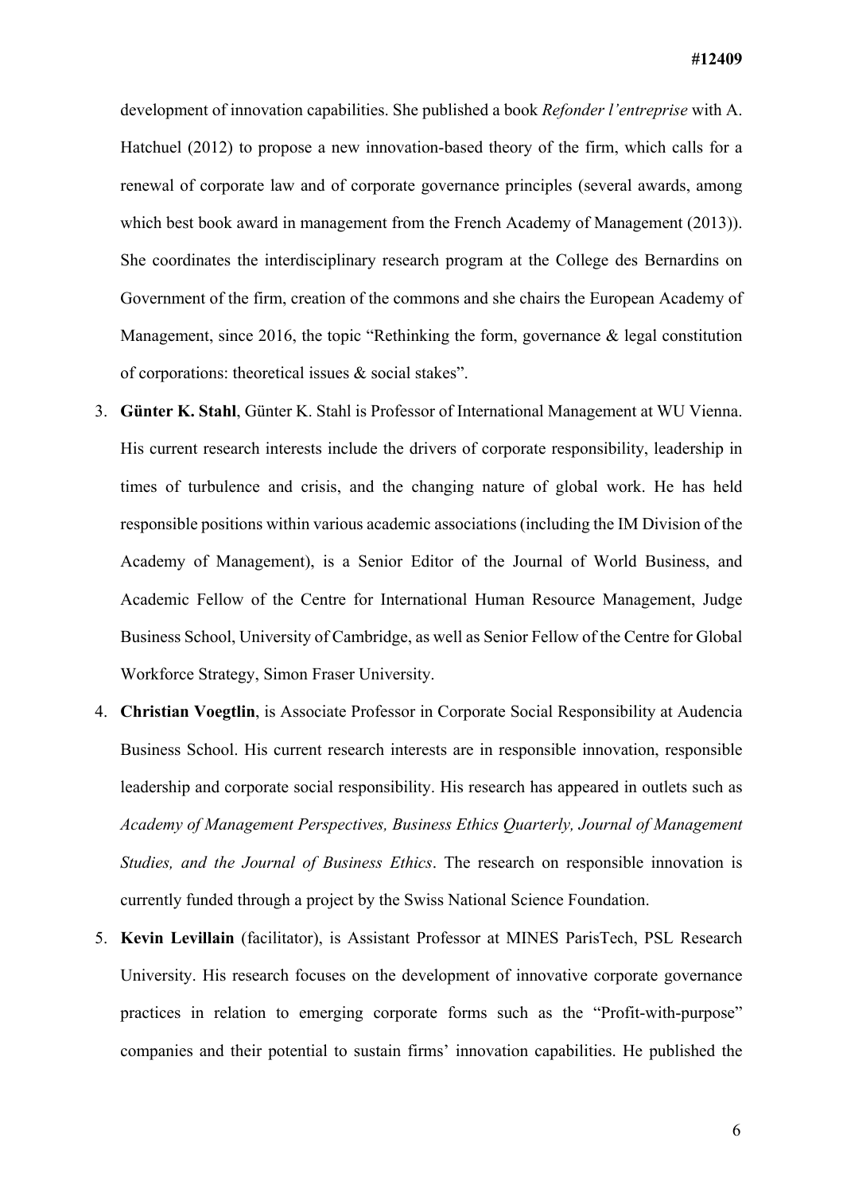development of innovation capabilities. She published a book *Refonder l'entreprise* with A. Hatchuel (2012) to propose a new innovation-based theory of the firm, which calls for a renewal of corporate law and of corporate governance principles (several awards, among which best book award in management from the French Academy of Management (2013)). She coordinates the interdisciplinary research program at the College des Bernardins on Government of the firm, creation of the commons and she chairs the European Academy of Management, since 2016, the topic "Rethinking the form, governance & legal constitution of corporations: theoretical issues & social stakes".

3. **Günter K. Stahl**, Günter K. Stahl is Professor of International Management at WU Vienna. His current research interests include the drivers of corporate responsibility, leadership in times of turbulence and crisis, and the changing nature of global work. He has held responsible positions within various academic associations (including the IM Division of the Academy of Management), is a Senior Editor of the Journal of World Business, and Academic Fellow of the Centre for International Human Resource Management, Judge Business School, University of Cambridge, as well as Senior Fellow of the Centre for Global Workforce Strategy, Simon Fraser University.
4. **Christian Voegtlin**, is Associate Professor in Corporate Social Responsibility at Audencia Business School. His current research interests are in responsible innovation, responsible leadership and corporate social responsibility. His research has appeared in outlets such as *Academy of Management Perspectives, Business Ethics Quarterly, Journal of Management Studies, and the Journal of Business Ethics*. The research on responsible innovation is currently funded through a project by the Swiss National Science Foundation.
5. **Kevin Levillain** (facilitator), is Assistant Professor at MINES ParisTech, PSL Research University. His research focuses on the development of innovative corporate governance practices in relation to emerging corporate forms such as the "Profit-with-purpose" companies and their potential to sustain firms' innovation capabilities. He published the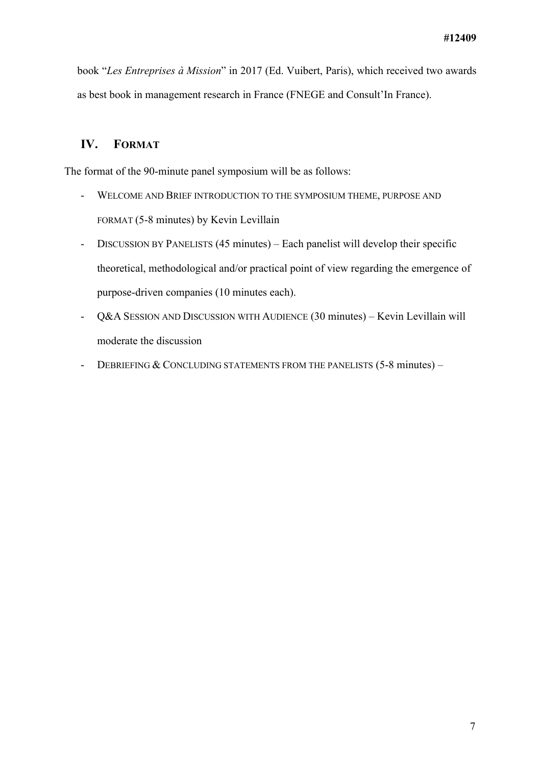book "*Les Entreprises à Mission*" in 2017 (Ed. Vuibert, Paris), which received two awards as best book in management research in France (FNEGE and Consult'In France).

## IV. FORMAT

The format of the 90-minute panel symposium will be as follows:

- WELCOME AND BRIEF INTRODUCTION TO THE SYMPOSIUM THEME, PURPOSE AND FORMAT (5-8 minutes) by Kevin Levillain
- DISCUSSION BY PANELISTS (45 minutes) – Each panelist will develop their specific theoretical, methodological and/or practical point of view regarding the emergence of purpose-driven companies (10 minutes each).
- Q&A SESSION AND DISCUSSION WITH AUDIENCE (30 minutes) – Kevin Levillain will moderate the discussion
- DEBRIEFING & CONCLUDING STATEMENTS FROM THE PANELISTS (5-8 minutes) –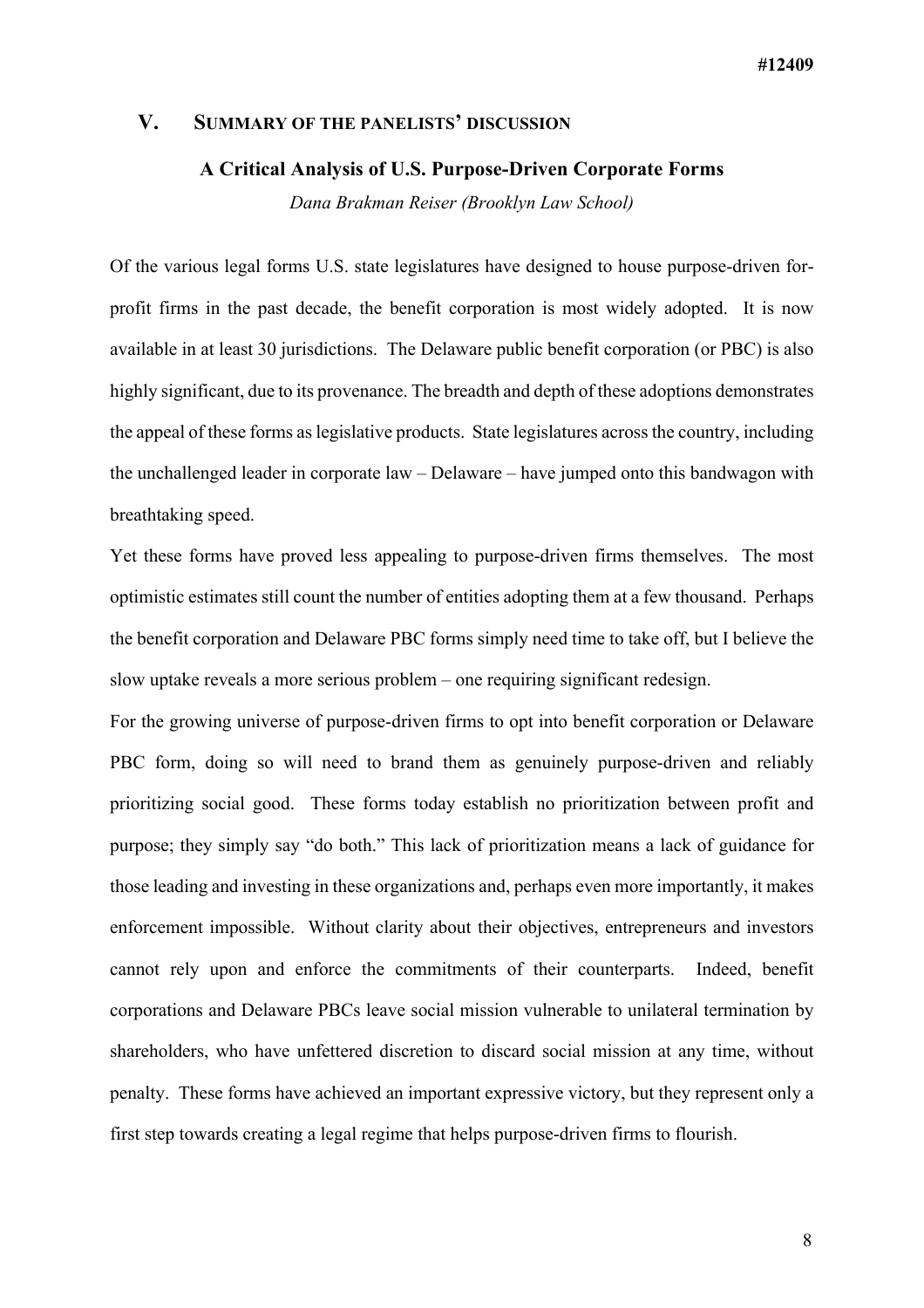## V. Summary of the panelists' discussion

### A Critical Analysis of U.S. Purpose-Driven Corporate Forms

*Dana Brakman Reiser (Brooklyn Law School)*

Of the various legal forms U.S. state legislatures have designed to house purpose-driven for-profit firms in the past decade, the benefit corporation is most widely adopted. It is now available in at least 30 jurisdictions. The Delaware public benefit corporation (or PBC) is also highly significant, due to its provenance. The breadth and depth of these adoptions demonstrates the appeal of these forms as legislative products. State legislatures across the country, including the unchallenged leader in corporate law – Delaware – have jumped onto this bandwagon with breathtaking speed.

Yet these forms have proved less appealing to purpose-driven firms themselves. The most optimistic estimates still count the number of entities adopting them at a few thousand. Perhaps the benefit corporation and Delaware PBC forms simply need time to take off, but I believe the slow uptake reveals a more serious problem – one requiring significant redesign.

For the growing universe of purpose-driven firms to opt into benefit corporation or Delaware PBC form, doing so will need to brand them as genuinely purpose-driven and reliably prioritizing social good. These forms today establish no prioritization between profit and purpose; they simply say "do both." This lack of prioritization means a lack of guidance for those leading and investing in these organizations and, perhaps even more importantly, it makes enforcement impossible. Without clarity about their objectives, entrepreneurs and investors cannot rely upon and enforce the commitments of their counterparts. Indeed, benefit corporations and Delaware PBCs leave social mission vulnerable to unilateral termination by shareholders, who have unfettered discretion to discard social mission at any time, without penalty. These forms have achieved an important expressive victory, but they represent only a first step towards creating a legal regime that helps purpose-driven firms to flourish.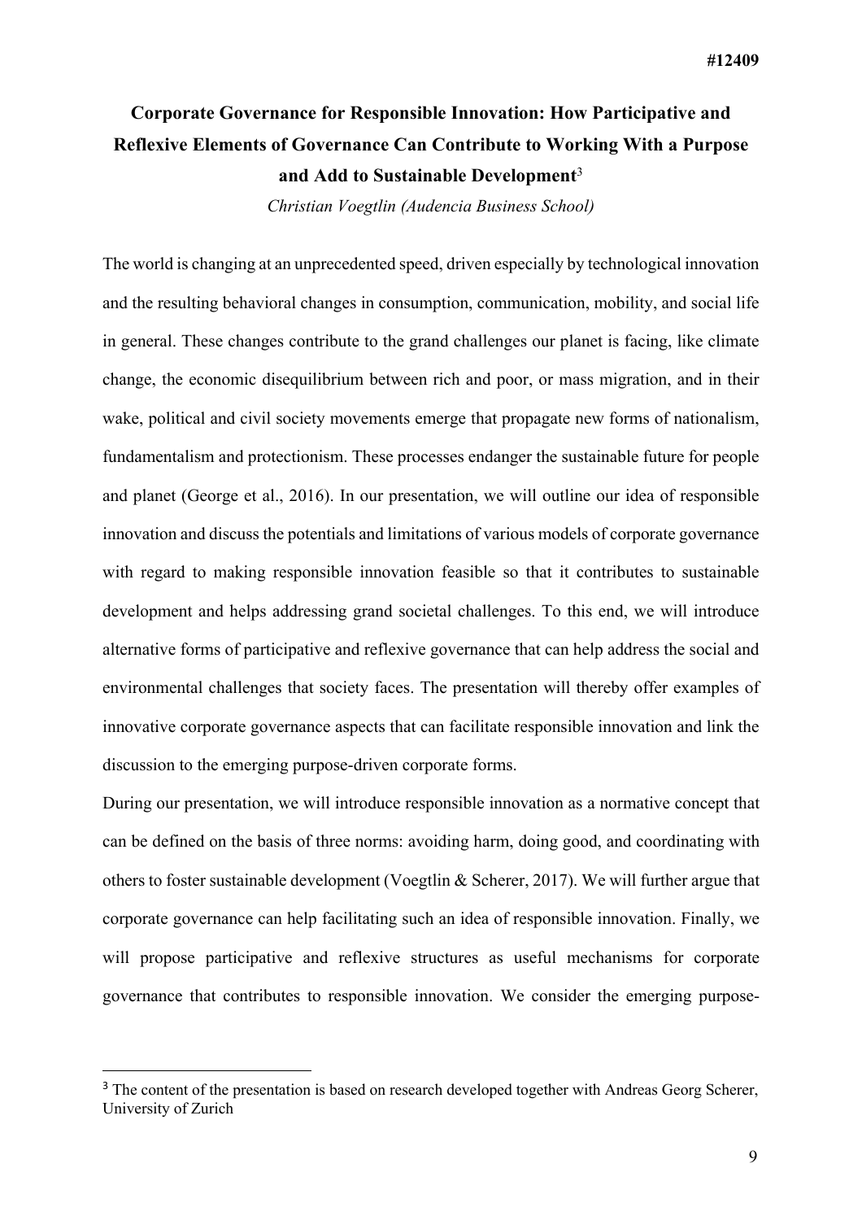## Corporate Governance for Responsible Innovation: How Participative and Reflexive Elements of Governance Can Contribute to Working With a Purpose and Add to Sustainable Development[3]

*Christian Voegtlin (Audencia Business School)*

The world is changing at an unprecedented speed, driven especially by technological innovation and the resulting behavioral changes in consumption, communication, mobility, and social life in general. These changes contribute to the grand challenges our planet is facing, like climate change, the economic disequilibrium between rich and poor, or mass migration, and in their wake, political and civil society movements emerge that propagate new forms of nationalism, fundamentalism and protectionism. These processes endanger the sustainable future for people and planet (George et al., 2016). In our presentation, we will outline our idea of responsible innovation and discuss the potentials and limitations of various models of corporate governance with regard to making responsible innovation feasible so that it contributes to sustainable development and helps addressing grand societal challenges. To this end, we will introduce alternative forms of participative and reflexive governance that can help address the social and environmental challenges that society faces. The presentation will thereby offer examples of innovative corporate governance aspects that can facilitate responsible innovation and link the discussion to the emerging purpose-driven corporate forms.

During our presentation, we will introduce responsible innovation as a normative concept that can be defined on the basis of three norms: avoiding harm, doing good, and coordinating with others to foster sustainable development (Voegtlin & Scherer, 2017). We will further argue that corporate governance can help facilitating such an idea of responsible innovation. Finally, we will propose participative and reflexive structures as useful mechanisms for corporate governance that contributes to responsible innovation. We consider the emerging purpose-

[3] The content of the presentation is based on research developed together with Andreas Georg Scherer, University of Zurich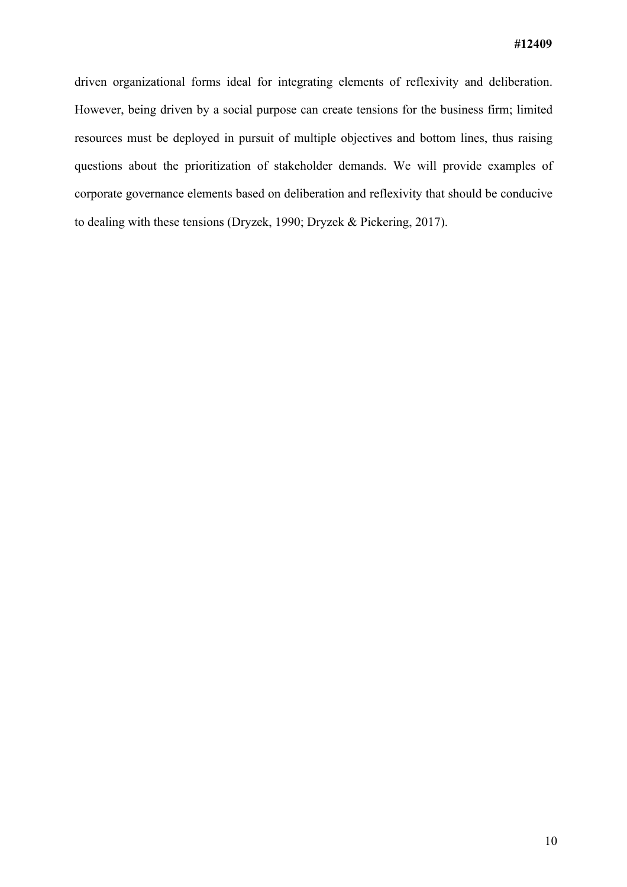driven organizational forms ideal for integrating elements of reflexivity and deliberation. However, being driven by a social purpose can create tensions for the business firm; limited resources must be deployed in pursuit of multiple objectives and bottom lines, thus raising questions about the prioritization of stakeholder demands. We will provide examples of corporate governance elements based on deliberation and reflexivity that should be conducive to dealing with these tensions (Dryzek, 1990; Dryzek & Pickering, 2017).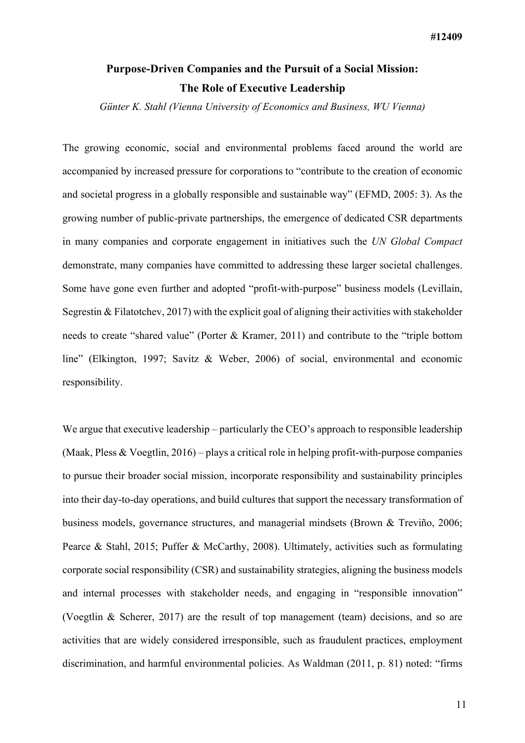#12409

## Purpose-Driven Companies and the Pursuit of a Social Mission: The Role of Executive Leadership

*Günter K. Stahl (Vienna University of Economics and Business, WU Vienna)*

The growing economic, social and environmental problems faced around the world are accompanied by increased pressure for corporations to "contribute to the creation of economic and societal progress in a globally responsible and sustainable way" (EFMD, 2005: 3). As the growing number of public-private partnerships, the emergence of dedicated CSR departments in many companies and corporate engagement in initiatives such the *UN Global Compact* demonstrate, many companies have committed to addressing these larger societal challenges. Some have gone even further and adopted "profit-with-purpose" business models (Levillain, Segrestin & Filatotchev, 2017) with the explicit goal of aligning their activities with stakeholder needs to create "shared value" (Porter & Kramer, 2011) and contribute to the "triple bottom line" (Elkington, 1997; Savitz & Weber, 2006) of social, environmental and economic responsibility.

We argue that executive leadership – particularly the CEO's approach to responsible leadership (Maak, Pless & Voegtlin, 2016) – plays a critical role in helping profit-with-purpose companies to pursue their broader social mission, incorporate responsibility and sustainability principles into their day-to-day operations, and build cultures that support the necessary transformation of business models, governance structures, and managerial mindsets (Brown & Treviño, 2006; Pearce & Stahl, 2015; Puffer & McCarthy, 2008). Ultimately, activities such as formulating corporate social responsibility (CSR) and sustainability strategies, aligning the business models and internal processes with stakeholder needs, and engaging in "responsible innovation" (Voegtlin & Scherer, 2017) are the result of top management (team) decisions, and so are activities that are widely considered irresponsible, such as fraudulent practices, employment discrimination, and harmful environmental policies. As Waldman (2011, p. 81) noted: "firms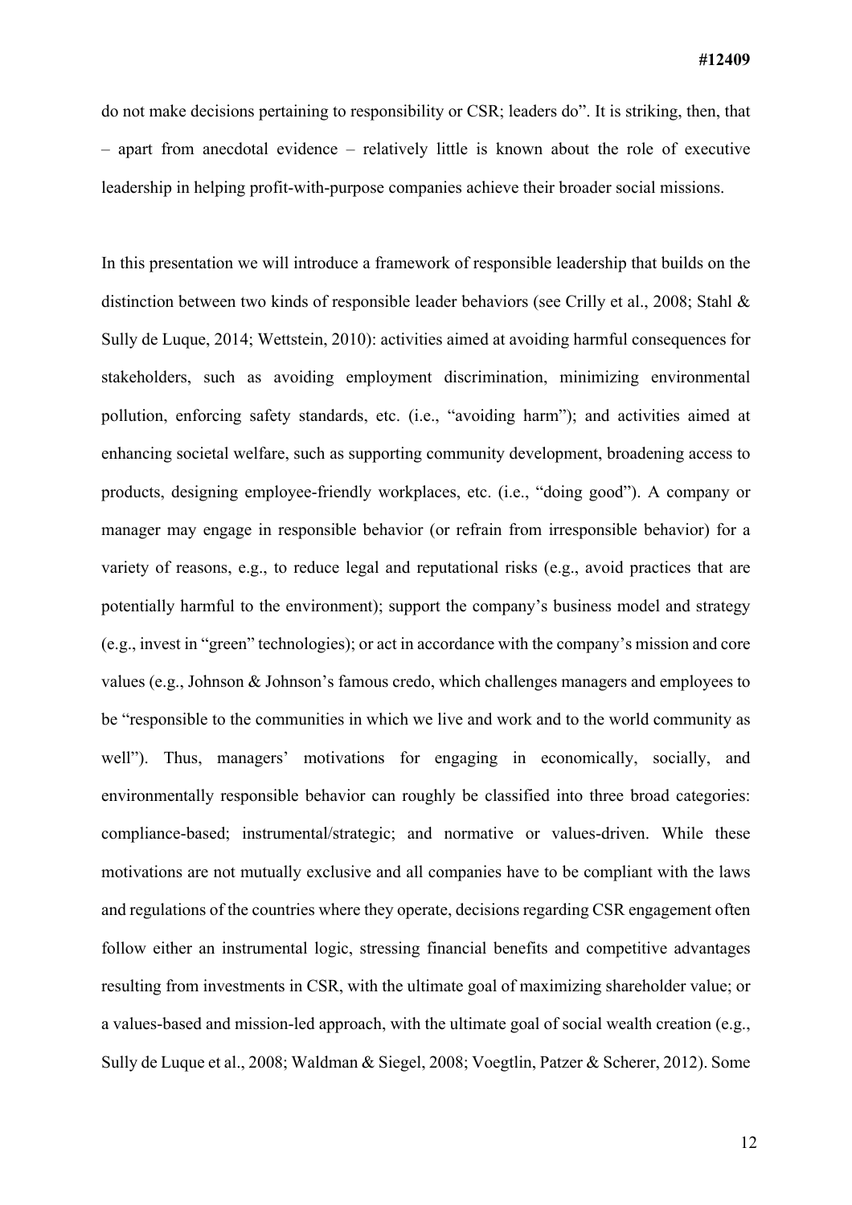do not make decisions pertaining to responsibility or CSR; leaders do". It is striking, then, that – apart from anecdotal evidence – relatively little is known about the role of executive leadership in helping profit-with-purpose companies achieve their broader social missions.

In this presentation we will introduce a framework of responsible leadership that builds on the distinction between two kinds of responsible leader behaviors (see Crilly et al., 2008; Stahl & Sully de Luque, 2014; Wettstein, 2010): activities aimed at avoiding harmful consequences for stakeholders, such as avoiding employment discrimination, minimizing environmental pollution, enforcing safety standards, etc. (i.e., "avoiding harm"); and activities aimed at enhancing societal welfare, such as supporting community development, broadening access to products, designing employee-friendly workplaces, etc. (i.e., "doing good"). A company or manager may engage in responsible behavior (or refrain from irresponsible behavior) for a variety of reasons, e.g., to reduce legal and reputational risks (e.g., avoid practices that are potentially harmful to the environment); support the company's business model and strategy (e.g., invest in "green" technologies); or act in accordance with the company's mission and core values (e.g., Johnson & Johnson's famous credo, which challenges managers and employees to be "responsible to the communities in which we live and work and to the world community as well"). Thus, managers' motivations for engaging in economically, socially, and environmentally responsible behavior can roughly be classified into three broad categories: compliance-based; instrumental/strategic; and normative or values-driven. While these motivations are not mutually exclusive and all companies have to be compliant with the laws and regulations of the countries where they operate, decisions regarding CSR engagement often follow either an instrumental logic, stressing financial benefits and competitive advantages resulting from investments in CSR, with the ultimate goal of maximizing shareholder value; or a values-based and mission-led approach, with the ultimate goal of social wealth creation (e.g., Sully de Luque et al., 2008; Waldman & Siegel, 2008; Voegtlin, Patzer & Scherer, 2012). Some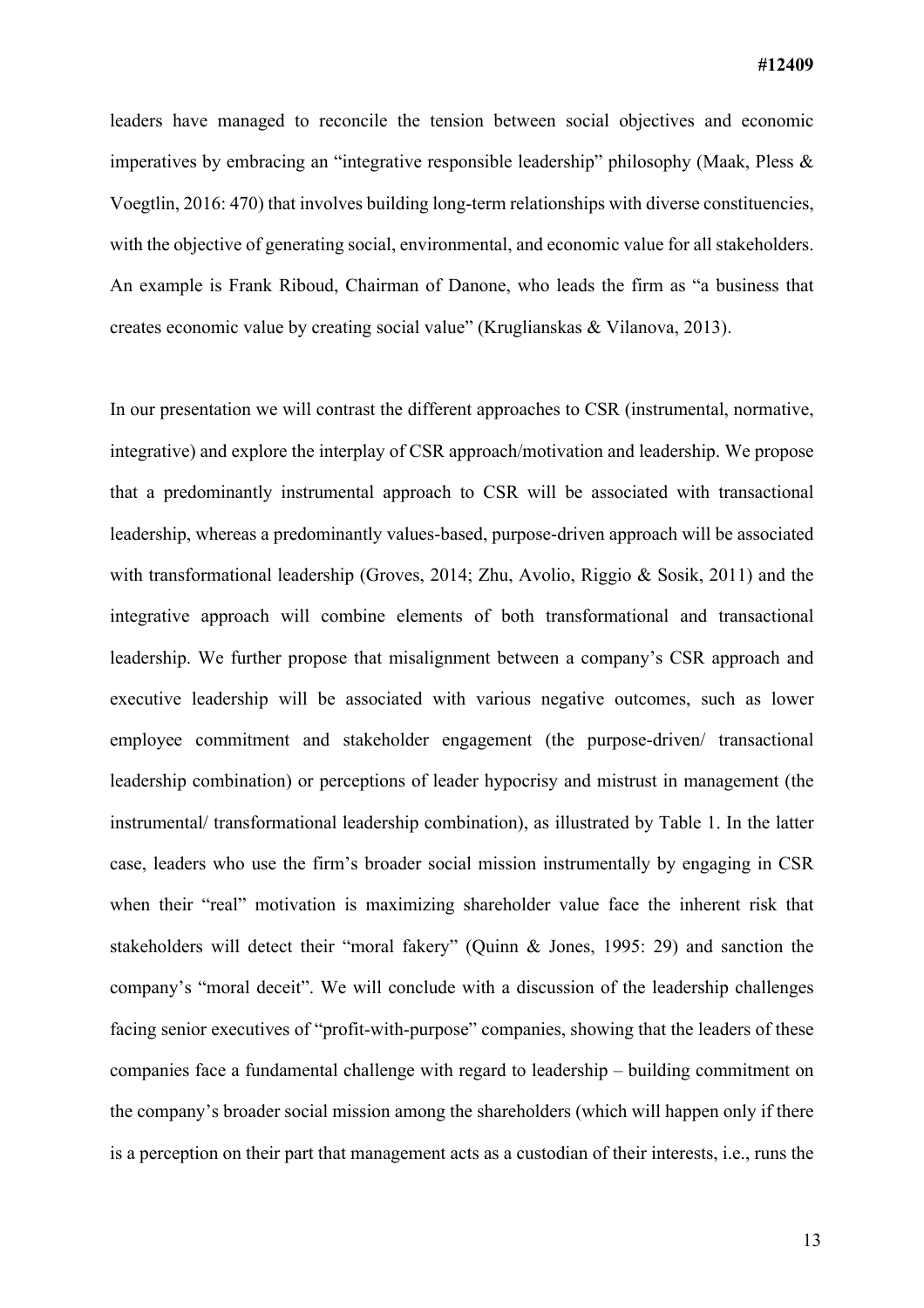leaders have managed to reconcile the tension between social objectives and economic imperatives by embracing an "integrative responsible leadership" philosophy (Maak, Pless & Voegtlin, 2016: 470) that involves building long-term relationships with diverse constituencies, with the objective of generating social, environmental, and economic value for all stakeholders. An example is Frank Riboud, Chairman of Danone, who leads the firm as "a business that creates economic value by creating social value" (Kruglianskas & Vilanova, 2013).

In our presentation we will contrast the different approaches to CSR (instrumental, normative, integrative) and explore the interplay of CSR approach/motivation and leadership. We propose that a predominantly instrumental approach to CSR will be associated with transactional leadership, whereas a predominantly values-based, purpose-driven approach will be associated with transformational leadership (Groves, 2014; Zhu, Avolio, Riggio & Sosik, 2011) and the integrative approach will combine elements of both transformational and transactional leadership. We further propose that misalignment between a company's CSR approach and executive leadership will be associated with various negative outcomes, such as lower employee commitment and stakeholder engagement (the purpose-driven/ transactional leadership combination) or perceptions of leader hypocrisy and mistrust in management (the instrumental/ transformational leadership combination), as illustrated by Table 1. In the latter case, leaders who use the firm's broader social mission instrumentally by engaging in CSR when their "real" motivation is maximizing shareholder value face the inherent risk that stakeholders will detect their "moral fakery" (Quinn & Jones, 1995: 29) and sanction the company's "moral deceit". We will conclude with a discussion of the leadership challenges facing senior executives of "profit-with-purpose" companies, showing that the leaders of these companies face a fundamental challenge with regard to leadership – building commitment on the company's broader social mission among the shareholders (which will happen only if there is a perception on their part that management acts as a custodian of their interests, i.e., runs the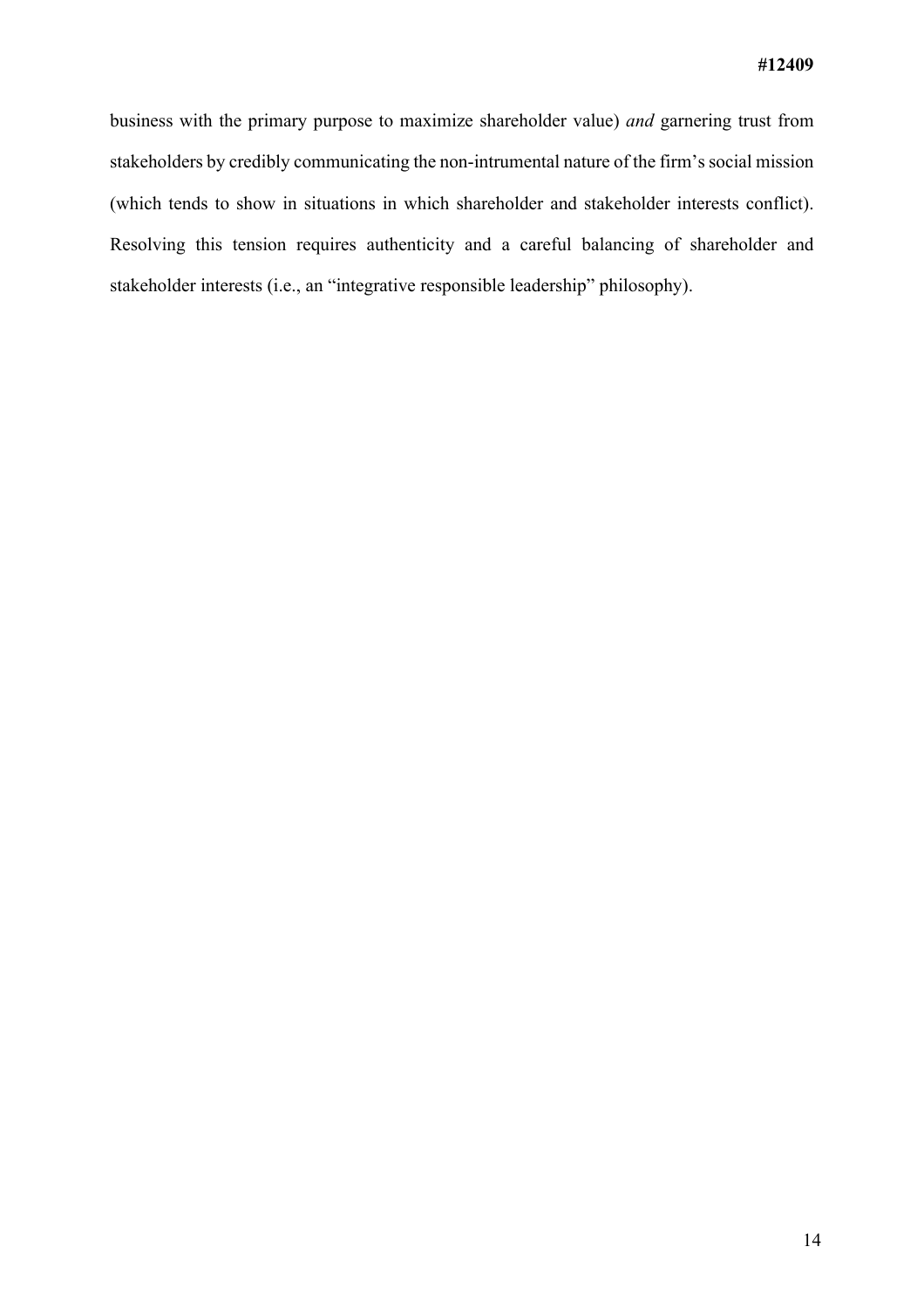business with the primary purpose to maximize shareholder value) *and* garnering trust from stakeholders by credibly communicating the non-intrumental nature of the firm's social mission (which tends to show in situations in which shareholder and stakeholder interests conflict). Resolving this tension requires authenticity and a careful balancing of shareholder and stakeholder interests (i.e., an "integrative responsible leadership" philosophy).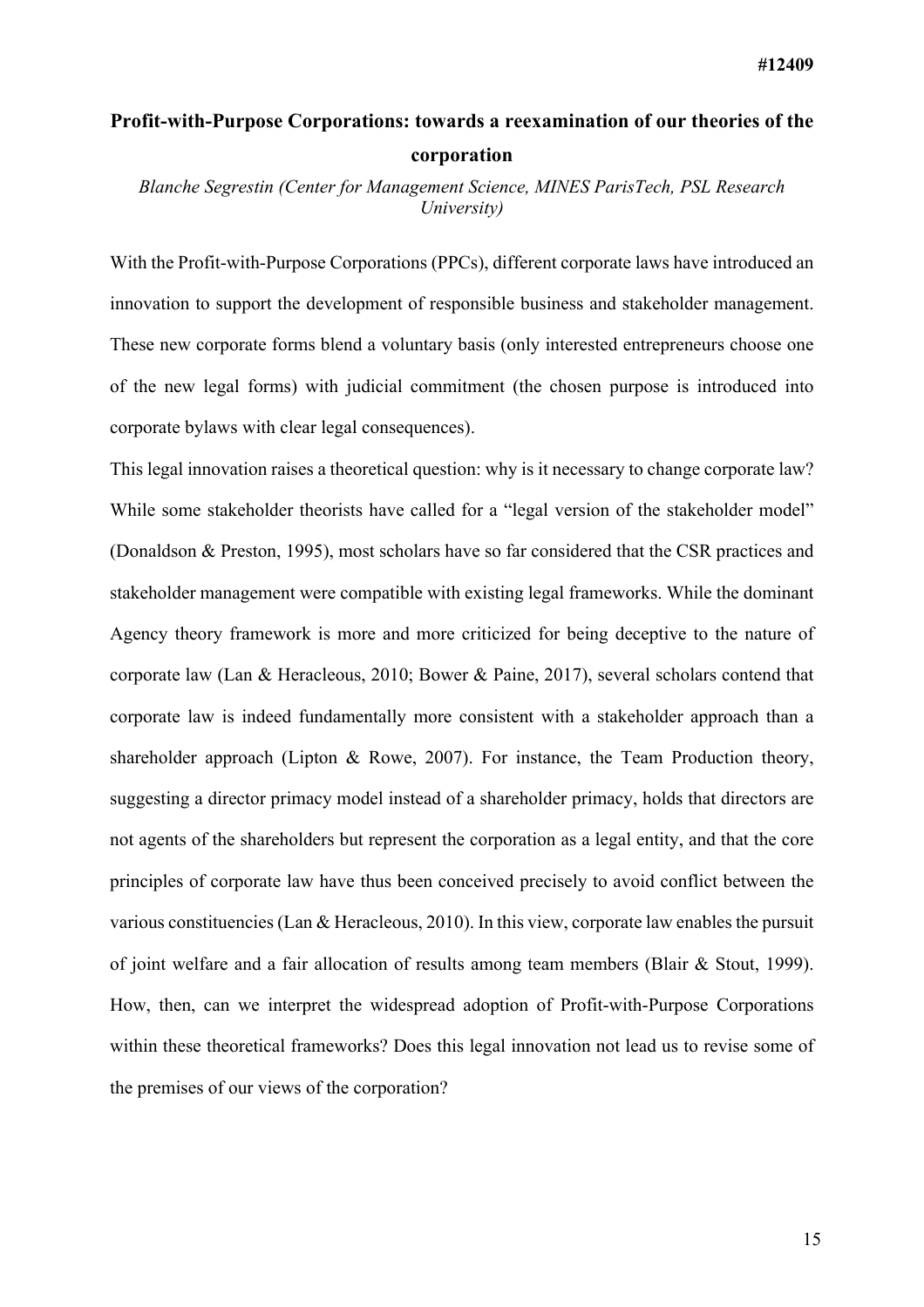#12409

## Profit-with-Purpose Corporations: towards a reexamination of our theories of the corporation

*Blanche Segrestin (Center for Management Science, MINES ParisTech, PSL Research University)*

With the Profit-with-Purpose Corporations (PPCs), different corporate laws have introduced an innovation to support the development of responsible business and stakeholder management. These new corporate forms blend a voluntary basis (only interested entrepreneurs choose one of the new legal forms) with judicial commitment (the chosen purpose is introduced into corporate bylaws with clear legal consequences).

This legal innovation raises a theoretical question: why is it necessary to change corporate law? While some stakeholder theorists have called for a "legal version of the stakeholder model" (Donaldson & Preston, 1995), most scholars have so far considered that the CSR practices and stakeholder management were compatible with existing legal frameworks. While the dominant Agency theory framework is more and more criticized for being deceptive to the nature of corporate law (Lan & Heracleous, 2010; Bower & Paine, 2017), several scholars contend that corporate law is indeed fundamentally more consistent with a stakeholder approach than a shareholder approach (Lipton & Rowe, 2007). For instance, the Team Production theory, suggesting a director primacy model instead of a shareholder primacy, holds that directors are not agents of the shareholders but represent the corporation as a legal entity, and that the core principles of corporate law have thus been conceived precisely to avoid conflict between the various constituencies (Lan & Heracleous, 2010). In this view, corporate law enables the pursuit of joint welfare and a fair allocation of results among team members (Blair & Stout, 1999). How, then, can we interpret the widespread adoption of Profit-with-Purpose Corporations within these theoretical frameworks? Does this legal innovation not lead us to revise some of the premises of our views of the corporation?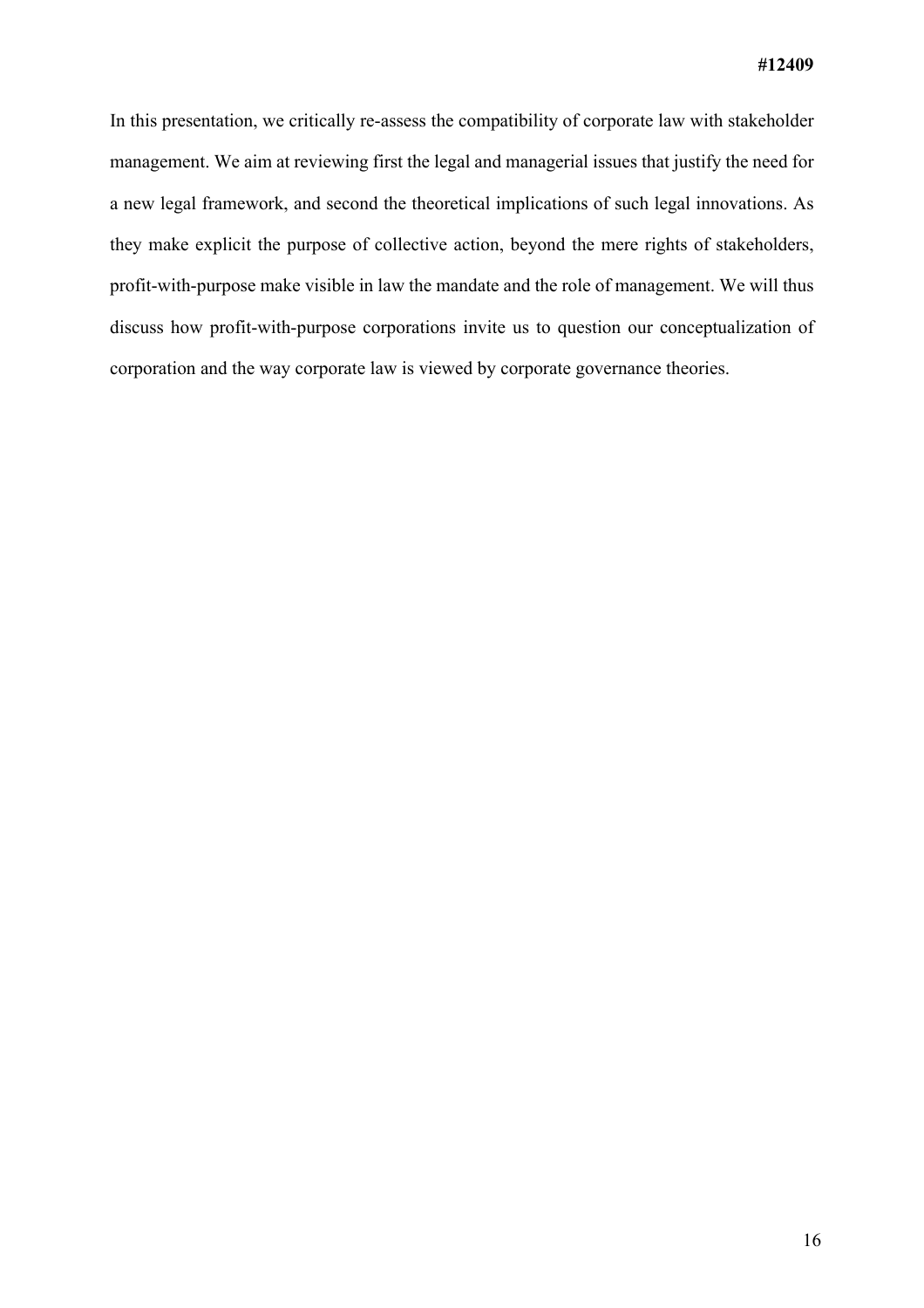In this presentation, we critically re-assess the compatibility of corporate law with stakeholder management. We aim at reviewing first the legal and managerial issues that justify the need for a new legal framework, and second the theoretical implications of such legal innovations. As they make explicit the purpose of collective action, beyond the mere rights of stakeholders, profit-with-purpose make visible in law the mandate and the role of management. We will thus discuss how profit-with-purpose corporations invite us to question our conceptualization of corporation and the way corporate law is viewed by corporate governance theories.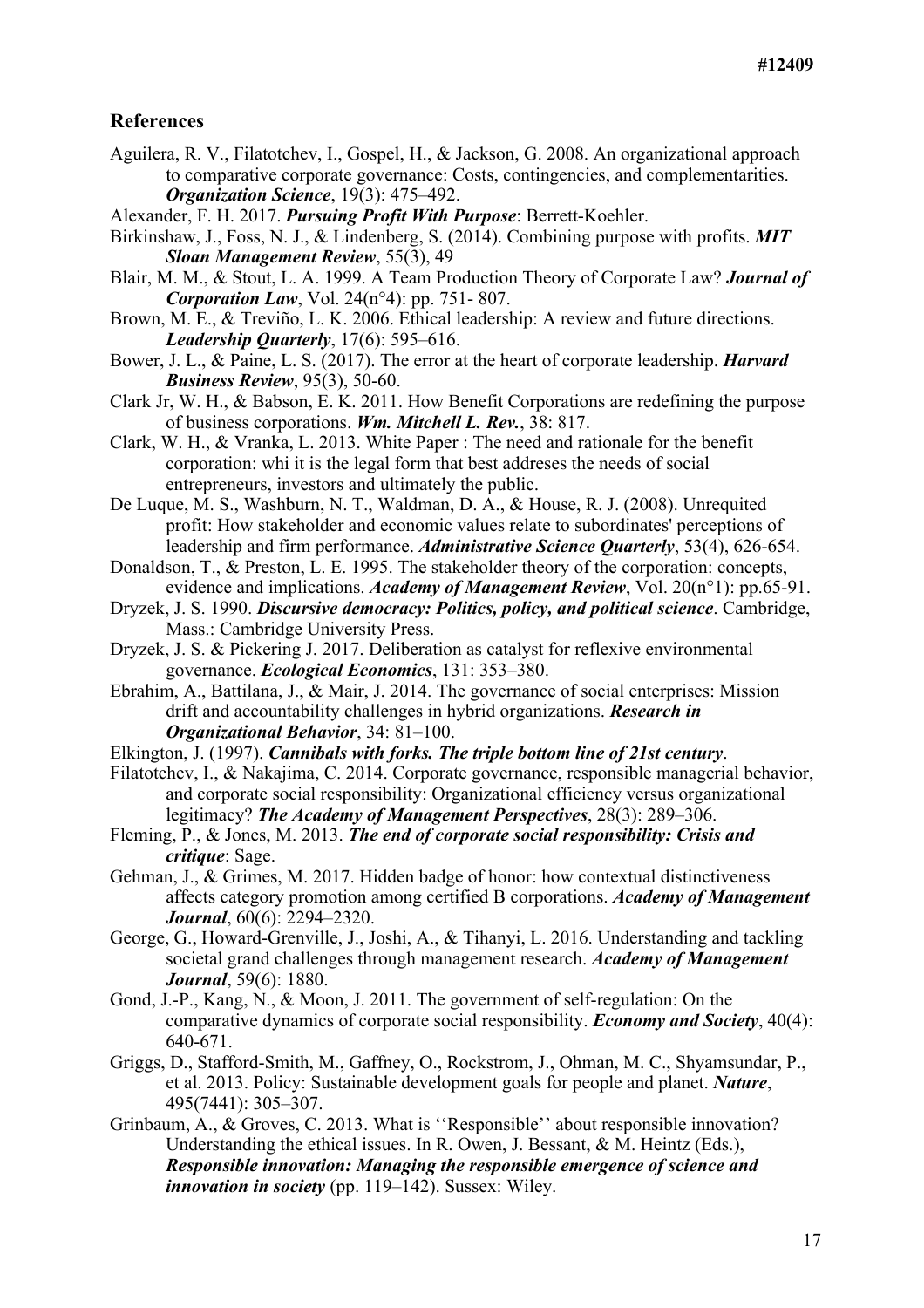## References

Aguilera, R. V., Filatotchev, I., Gospel, H., & Jackson, G. 2008. An organizational approach to comparative corporate governance: Costs, contingencies, and complementarities. ***Organization Science***, 19(3): 475–492.

Alexander, F. H. 2017. ***Pursuing Profit With Purpose***: Berrett-Koehler.

Birkinshaw, J., Foss, N. J., & Lindenberg, S. (2014). Combining purpose with profits. ***MIT Sloan Management Review***, 55(3), 49

Blair, M. M., & Stout, L. A. 1999. A Team Production Theory of Corporate Law? ***Journal of Corporation Law***, Vol. 24(n°4): pp. 751- 807.

Brown, M. E., & Treviño, L. K. 2006. Ethical leadership: A review and future directions. ***Leadership Quarterly***, 17(6): 595–616.

Bower, J. L., & Paine, L. S. (2017). The error at the heart of corporate leadership. ***Harvard Business Review***, 95(3), 50-60.

Clark Jr, W. H., & Babson, E. K. 2011. How Benefit Corporations are redefining the purpose of business corporations. ***Wm. Mitchell L. Rev.***, 38: 817.

Clark, W. H., & Vranka, L. 2013. White Paper : The need and rationale for the benefit corporation: whi it is the legal form that best addreses the needs of social entrepreneurs, investors and ultimately the public.

De Luque, M. S., Washburn, N. T., Waldman, D. A., & House, R. J. (2008). Unrequited profit: How stakeholder and economic values relate to subordinates' perceptions of leadership and firm performance. ***Administrative Science Quarterly***, 53(4), 626-654.

Donaldson, T., & Preston, L. E. 1995. The stakeholder theory of the corporation: concepts, evidence and implications. ***Academy of Management Review***, Vol. 20(n°1): pp.65-91.

Dryzek, J. S. 1990. ***Discursive democracy: Politics, policy, and political science***. Cambridge, Mass.: Cambridge University Press.

Dryzek, J. S. & Pickering J. 2017. Deliberation as catalyst for reflexive environmental governance. ***Ecological Economics***, 131: 353–380.

Ebrahim, A., Battilana, J., & Mair, J. 2014. The governance of social enterprises: Mission drift and accountability challenges in hybrid organizations. ***Research in Organizational Behavior***, 34: 81–100.

Elkington, J. (1997). ***Cannibals with forks. The triple bottom line of 21st century***.

Filatotchev, I., & Nakajima, C. 2014. Corporate governance, responsible managerial behavior, and corporate social responsibility: Organizational efficiency versus organizational legitimacy? ***The Academy of Management Perspectives***, 28(3): 289–306.

Fleming, P., & Jones, M. 2013. ***The end of corporate social responsibility: Crisis and critique***: Sage.

Gehman, J., & Grimes, M. 2017. Hidden badge of honor: how contextual distinctiveness affects category promotion among certified B corporations. ***Academy of Management Journal***, 60(6): 2294–2320.

George, G., Howard-Grenville, J., Joshi, A., & Tihanyi, L. 2016. Understanding and tackling societal grand challenges through management research. ***Academy of Management Journal***, 59(6): 1880.

Gond, J.-P., Kang, N., & Moon, J. 2011. The government of self-regulation: On the comparative dynamics of corporate social responsibility. ***Economy and Society***, 40(4): 640-671.

Griggs, D., Stafford-Smith, M., Gaffney, O., Rockstrom, J., Ohman, M. C., Shyamsundar, P., et al. 2013. Policy: Sustainable development goals for people and planet. ***Nature***, 495(7441): 305–307.

Grinbaum, A., & Groves, C. 2013. What is ''Responsible'' about responsible innovation? Understanding the ethical issues. In R. Owen, J. Bessant, & M. Heintz (Eds.), ***Responsible innovation: Managing the responsible emergence of science and innovation in society*** (pp. 119–142). Sussex: Wiley.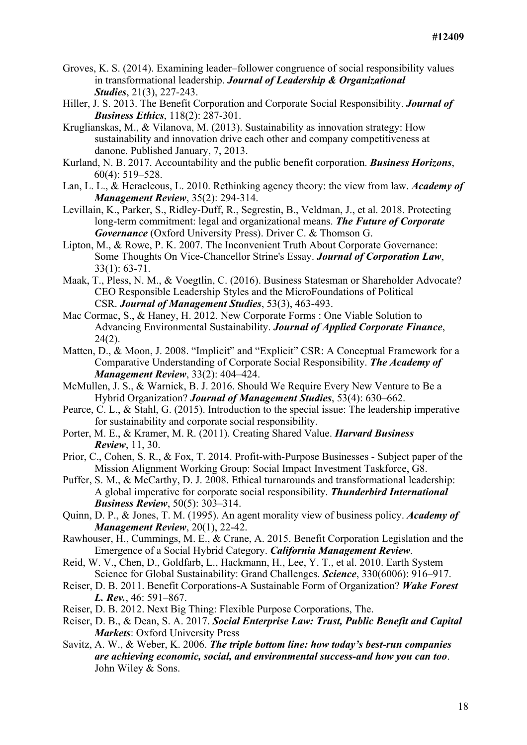Groves, K. S. (2014). Examining leader–follower congruence of social responsibility values in transformational leadership. ***Journal of Leadership & Organizational Studies***, 21(3), 227-243.

Hiller, J. S. 2013. The Benefit Corporation and Corporate Social Responsibility. ***Journal of Business Ethics***, 118(2): 287-301.

Kruglianskas, M., & Vilanova, M. (2013). Sustainability as innovation strategy: How sustainability and innovation drive each other and company competitiveness at danone. Published January, 7, 2013.

Kurland, N. B. 2017. Accountability and the public benefit corporation. ***Business Horizons***, 60(4): 519–528.

Lan, L. L., & Heracleous, L. 2010. Rethinking agency theory: the view from law. ***Academy of Management Review***, 35(2): 294-314.

Levillain, K., Parker, S., Ridley-Duff, R., Segrestin, B., Veldman, J., et al. 2018. Protecting long-term commitment: legal and organizational means. ***The Future of Corporate Governance*** (Oxford University Press). Driver C. & Thomson G.

Lipton, M., & Rowe, P. K. 2007. The Inconvenient Truth About Corporate Governance: Some Thoughts On Vice-Chancellor Strine's Essay. ***Journal of Corporation Law***, 33(1): 63-71.

Maak, T., Pless, N. M., & Voegtlin, C. (2016). Business Statesman or Shareholder Advocate? CEO Responsible Leadership Styles and the MicroFoundations of Political CSR. ***Journal of Management Studies***, 53(3), 463-493.

Mac Cormac, S., & Haney, H. 2012. New Corporate Forms : One Viable Solution to Advancing Environmental Sustainability. ***Journal of Applied Corporate Finance***, 24(2).

Matten, D., & Moon, J. 2008. "Implicit" and "Explicit" CSR: A Conceptual Framework for a Comparative Understanding of Corporate Social Responsibility. ***The Academy of Management Review***, 33(2): 404–424.

McMullen, J. S., & Warnick, B. J. 2016. Should We Require Every New Venture to Be a Hybrid Organization? ***Journal of Management Studies***, 53(4): 630–662.

Pearce, C. L., & Stahl, G. (2015). Introduction to the special issue: The leadership imperative for sustainability and corporate social responsibility.

Porter, M. E., & Kramer, M. R. (2011). Creating Shared Value. ***Harvard Business Review***, 11, 30.

Prior, C., Cohen, S. R., & Fox, T. 2014. Profit-with-Purpose Businesses - Subject paper of the Mission Alignment Working Group: Social Impact Investment Taskforce, G8.

Puffer, S. M., & McCarthy, D. J. 2008. Ethical turnarounds and transformational leadership: A global imperative for corporate social responsibility. ***Thunderbird International Business Review***, 50(5): 303–314.

Quinn, D. P., & Jones, T. M. (1995). An agent morality view of business policy. ***Academy of Management Review***, 20(1), 22-42.

Rawhouser, H., Cummings, M. E., & Crane, A. 2015. Benefit Corporation Legislation and the Emergence of a Social Hybrid Category. ***California Management Review***.

Reid, W. V., Chen, D., Goldfarb, L., Hackmann, H., Lee, Y. T., et al. 2010. Earth System Science for Global Sustainability: Grand Challenges. ***Science***, 330(6006): 916–917.

Reiser, D. B. 2011. Benefit Corporations-A Sustainable Form of Organization? ***Wake Forest L. Rev.***, 46: 591–867.

Reiser, D. B. 2012. Next Big Thing: Flexible Purpose Corporations, The.

Reiser, D. B., & Dean, S. A. 2017. ***Social Enterprise Law: Trust, Public Benefit and Capital Markets***: Oxford University Press

Savitz, A. W., & Weber, K. 2006. ***The triple bottom line: how today's best-run companies are achieving economic, social, and environmental success-and how you can too***. John Wiley & Sons.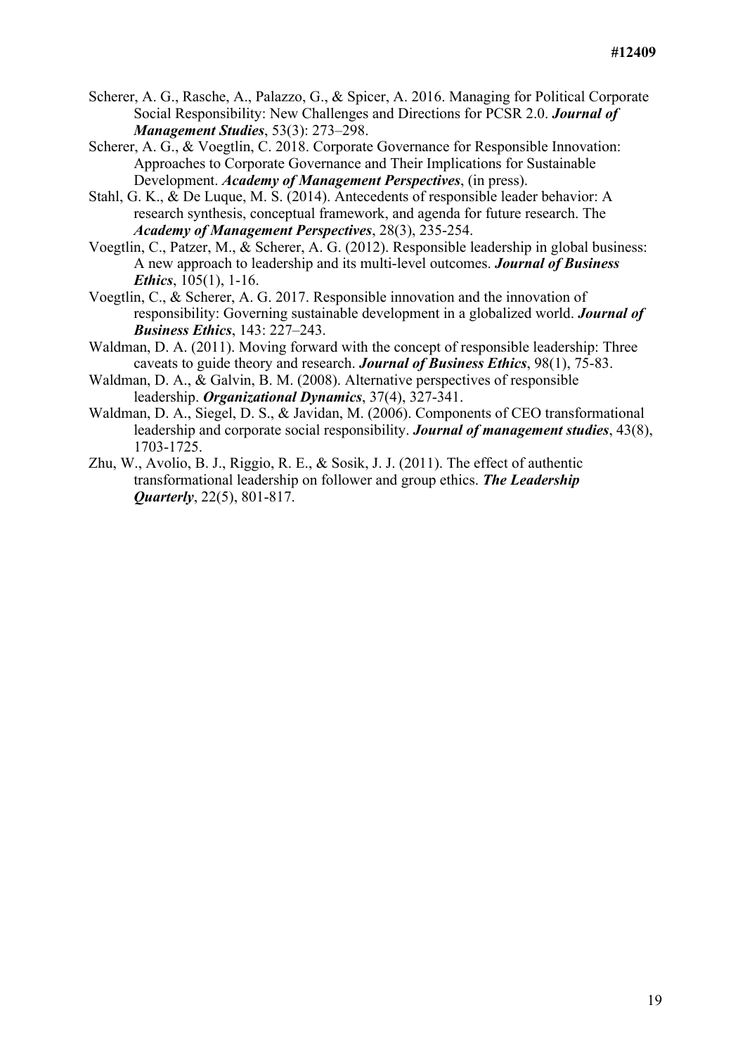Scherer, A. G., Rasche, A., Palazzo, G., & Spicer, A. 2016. Managing for Political Corporate Social Responsibility: New Challenges and Directions for PCSR 2.0. ***Journal of Management Studies***, 53(3): 273–298.

Scherer, A. G., & Voegtlin, C. 2018. Corporate Governance for Responsible Innovation: Approaches to Corporate Governance and Their Implications for Sustainable Development. ***Academy of Management Perspectives***, (in press).

Stahl, G. K., & De Luque, M. S. (2014). Antecedents of responsible leader behavior: A research synthesis, conceptual framework, and agenda for future research. The ***Academy of Management Perspectives***, 28(3), 235-254.

Voegtlin, C., Patzer, M., & Scherer, A. G. (2012). Responsible leadership in global business: A new approach to leadership and its multi-level outcomes. ***Journal of Business Ethics***, 105(1), 1-16.

Voegtlin, C., & Scherer, A. G. 2017. Responsible innovation and the innovation of responsibility: Governing sustainable development in a globalized world. ***Journal of Business Ethics***, 143: 227–243.

Waldman, D. A. (2011). Moving forward with the concept of responsible leadership: Three caveats to guide theory and research. ***Journal of Business Ethics***, 98(1), 75-83.

Waldman, D. A., & Galvin, B. M. (2008). Alternative perspectives of responsible leadership. ***Organizational Dynamics***, 37(4), 327-341.

Waldman, D. A., Siegel, D. S., & Javidan, M. (2006). Components of CEO transformational leadership and corporate social responsibility. ***Journal of management studies***, 43(8), 1703-1725.

Zhu, W., Avolio, B. J., Riggio, R. E., & Sosik, J. J. (2011). The effect of authentic transformational leadership on follower and group ethics. ***The Leadership Quarterly***, 22(5), 801-817.